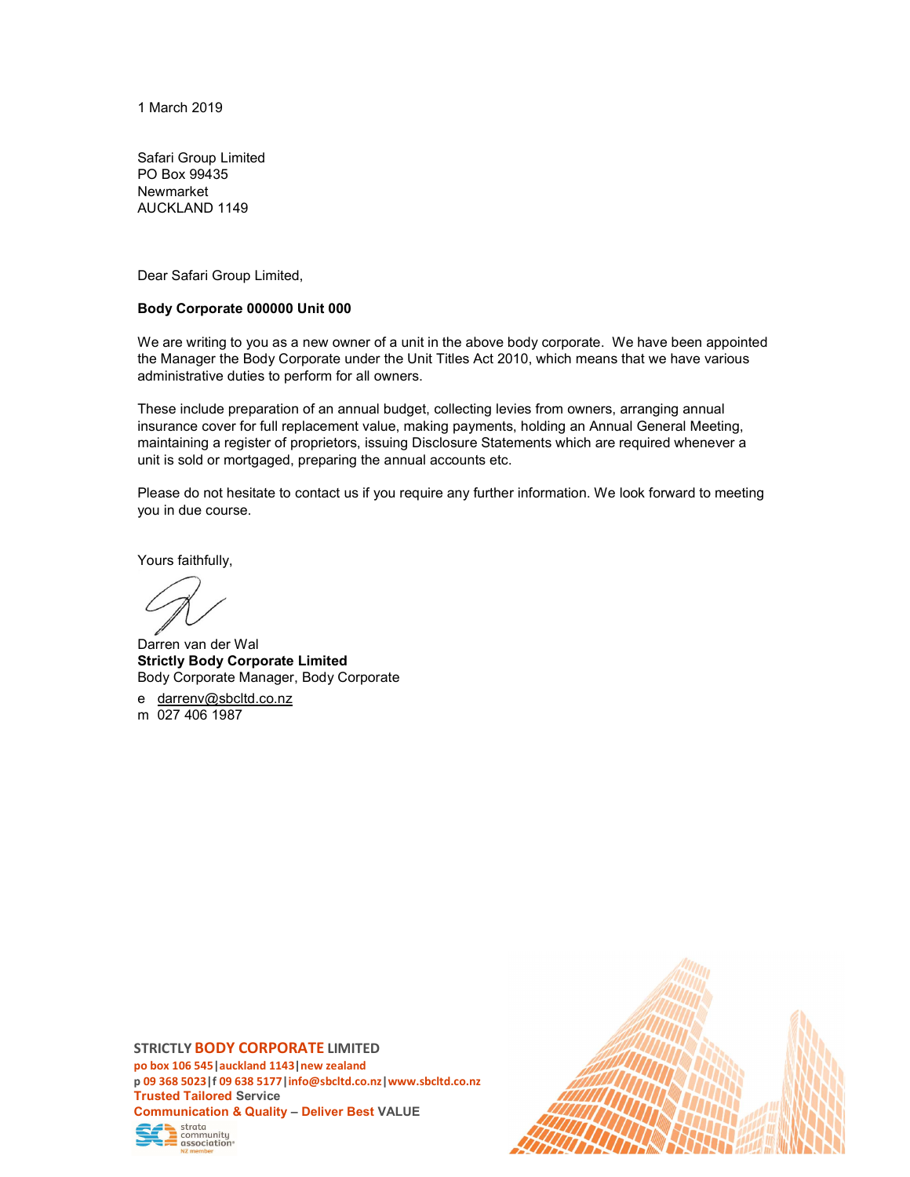1 March 2019

Safari Group Limited
PO Box 99435
Newmarket
AUCKLAND 1149

Dear Safari Group Limited,

**Body Corporate 000000 Unit 000**

We are writing to you as a new owner of a unit in the above body corporate. We have been appointed the Manager the Body Corporate under the Unit Titles Act 2010, which means that we have various administrative duties to perform for all owners.

These include preparation of an annual budget, collecting levies from owners, arranging annual insurance cover for full replacement value, making payments, holding an Annual General Meeting, maintaining a register of proprietors, issuing Disclosure Statements which are required whenever a unit is sold or mortgaged, preparing the annual accounts etc.

Please do not hesitate to contact us if you require any further information. We look forward to meeting you in due course.

Yours faithfully,

Darren van der Wal
**Strictly Body Corporate Limited**
Body Corporate Manager, Body Corporate

e darrenv@sbcltd.co.nz
m 027 406 1987

**STRICTLY BODY CORPORATE LIMITED**
po box 106 545 | auckland 1143 | new zealand
p 09 368 5023 | f 09 638 5177 | info@sbcltd.co.nz | www.sbcltd.co.nz
**Trusted Tailored Service**
**Communication & Quality – Deliver Best VALUE**

strata community association NZ member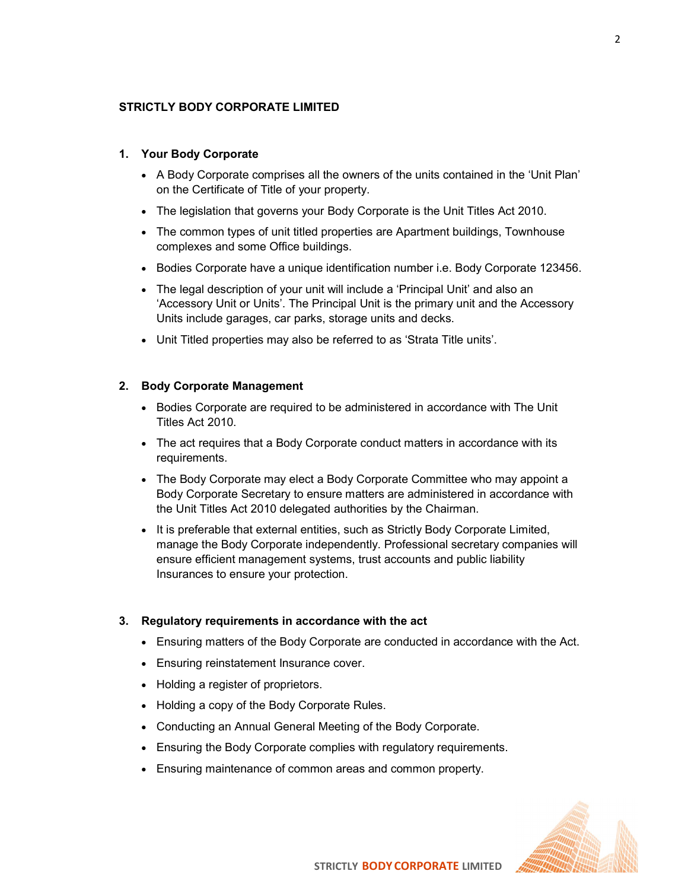**STRICTLY BODY CORPORATE LIMITED**

## 1. Your Body Corporate

- A Body Corporate comprises all the owners of the units contained in the 'Unit Plan' on the Certificate of Title of your property.
- The legislation that governs your Body Corporate is the Unit Titles Act 2010.
- The common types of unit titled properties are Apartment buildings, Townhouse complexes and some Office buildings.
- Bodies Corporate have a unique identification number i.e. Body Corporate 123456.
- The legal description of your unit will include a 'Principal Unit' and also an 'Accessory Unit or Units'. The Principal Unit is the primary unit and the Accessory Units include garages, car parks, storage units and decks.
- Unit Titled properties may also be referred to as 'Strata Title units'.

## 2. Body Corporate Management

- Bodies Corporate are required to be administered in accordance with The Unit Titles Act 2010.
- The act requires that a Body Corporate conduct matters in accordance with its requirements.
- The Body Corporate may elect a Body Corporate Committee who may appoint a Body Corporate Secretary to ensure matters are administered in accordance with the Unit Titles Act 2010 delegated authorities by the Chairman.
- It is preferable that external entities, such as Strictly Body Corporate Limited, manage the Body Corporate independently. Professional secretary companies will ensure efficient management systems, trust accounts and public liability Insurances to ensure your protection.

## 3. Regulatory requirements in accordance with the act

- Ensuring matters of the Body Corporate are conducted in accordance with the Act.
- Ensuring reinstatement Insurance cover.
- Holding a register of proprietors.
- Holding a copy of the Body Corporate Rules.
- Conducting an Annual General Meeting of the Body Corporate.
- Ensuring the Body Corporate complies with regulatory requirements.
- Ensuring maintenance of common areas and common property.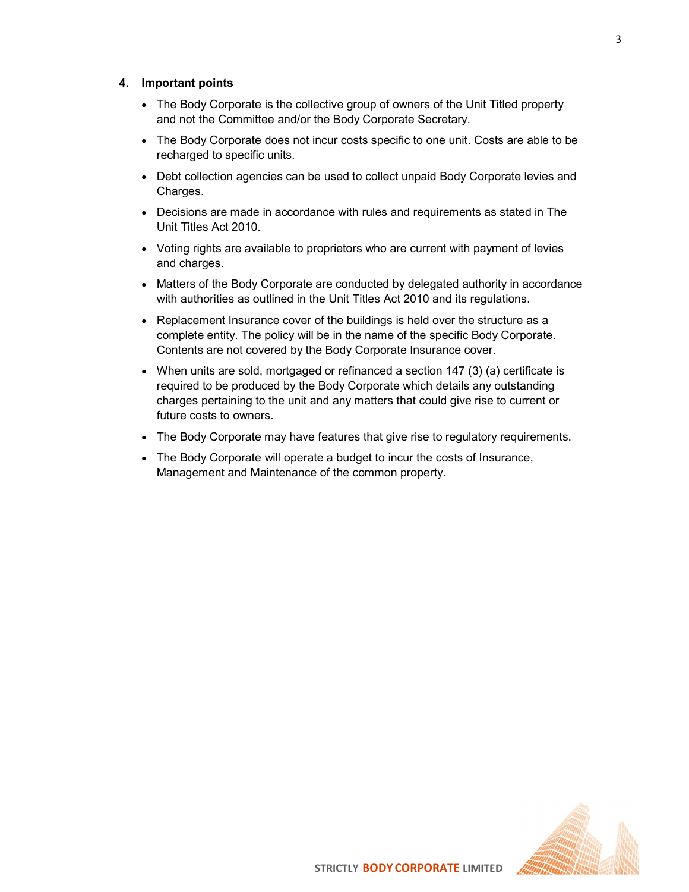## 4. Important points

- The Body Corporate is the collective group of owners of the Unit Titled property and not the Committee and/or the Body Corporate Secretary.
- The Body Corporate does not incur costs specific to one unit. Costs are able to be recharged to specific units.
- Debt collection agencies can be used to collect unpaid Body Corporate levies and Charges.
- Decisions are made in accordance with rules and requirements as stated in The Unit Titles Act 2010.
- Voting rights are available to proprietors who are current with payment of levies and charges.
- Matters of the Body Corporate are conducted by delegated authority in accordance with authorities as outlined in the Unit Titles Act 2010 and its regulations.
- Replacement Insurance cover of the buildings is held over the structure as a complete entity. The policy will be in the name of the specific Body Corporate. Contents are not covered by the Body Corporate Insurance cover.
- When units are sold, mortgaged or refinanced a section 147 (3) (a) certificate is required to be produced by the Body Corporate which details any outstanding charges pertaining to the unit and any matters that could give rise to current or future costs to owners.
- The Body Corporate may have features that give rise to regulatory requirements.
- The Body Corporate will operate a budget to incur the costs of Insurance, Management and Maintenance of the common property.